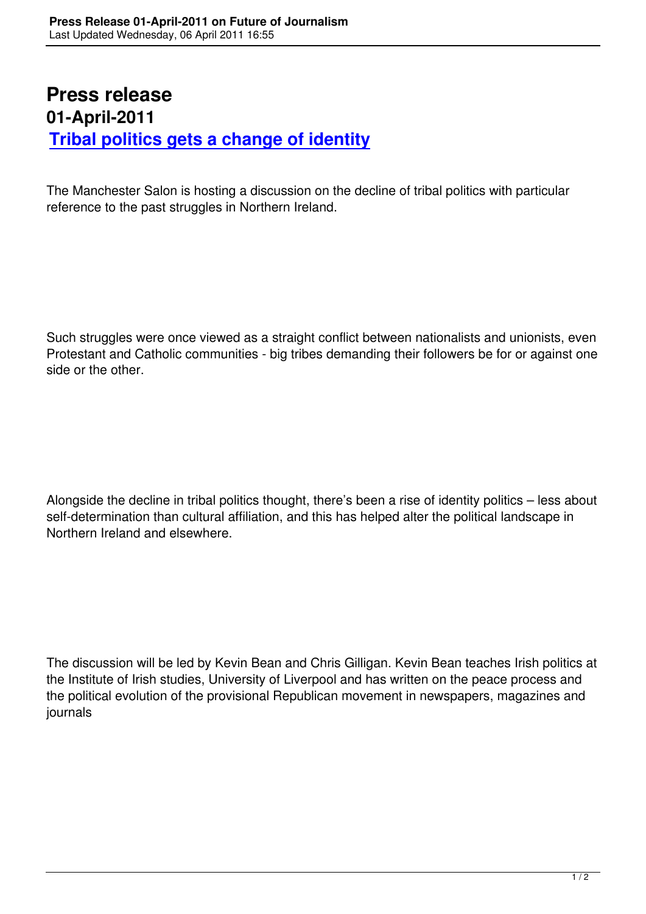# Press release
## 01-April-2011
## Tribal politics gets a change of identity

The Manchester Salon is hosting a discussion on the decline of tribal politics with particular reference to the past struggles in Northern Ireland.

Such struggles were once viewed as a straight conflict between nationalists and unionists, even Protestant and Catholic communities - big tribes demanding their followers be for or against one side or the other.

Alongside the decline in tribal politics thought, there's been a rise of identity politics – less about self-determination than cultural affiliation, and this has helped alter the political landscape in Northern Ireland and elsewhere.

The discussion will be led by Kevin Bean and Chris Gilligan. Kevin Bean teaches Irish politics at the Institute of Irish studies, University of Liverpool and has written on the peace process and the political evolution of the provisional Republican movement in newspapers, magazines and journals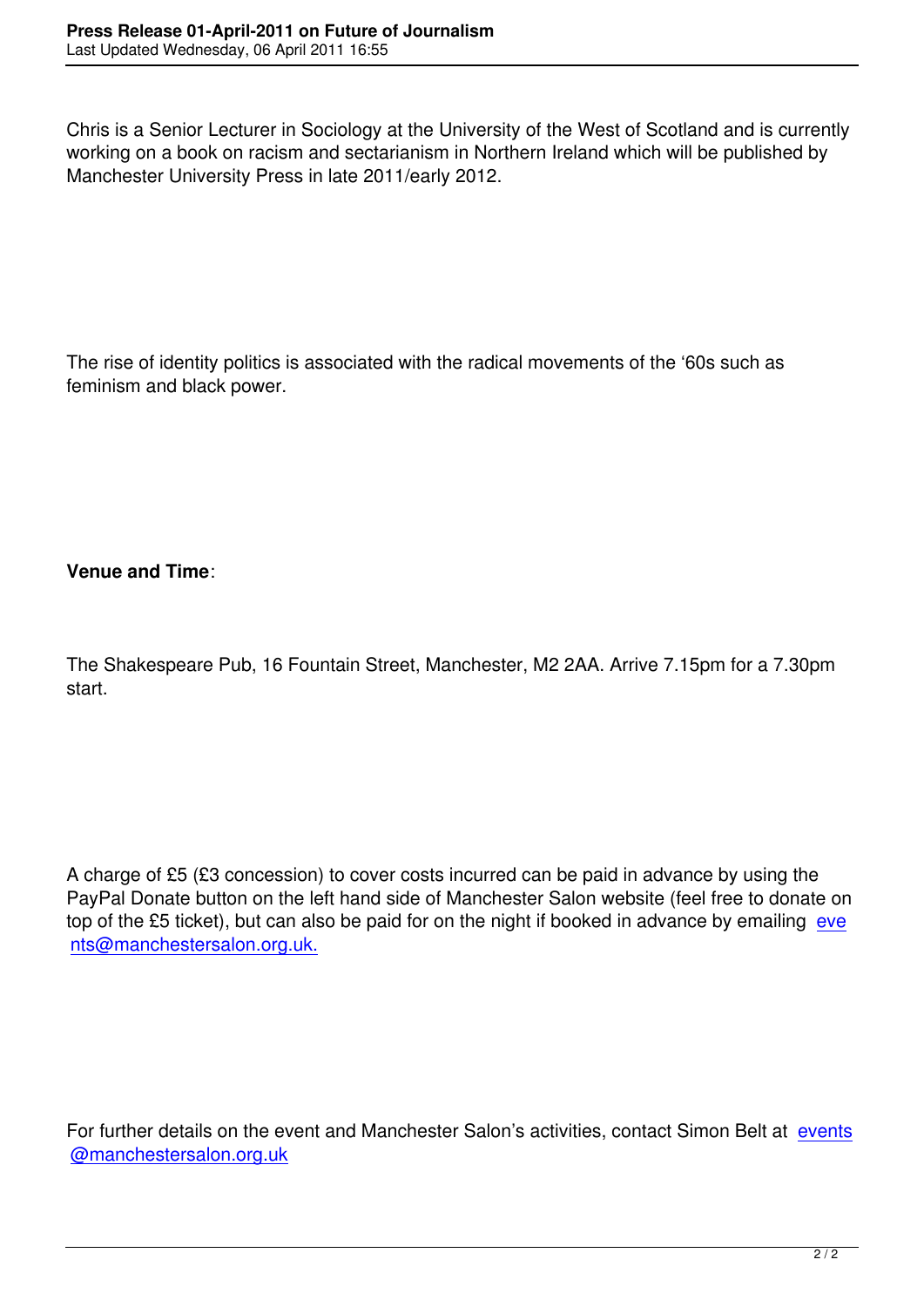Chris is a Senior Lecturer in Sociology at the University of the West of Scotland and is currently working on a book on racism and sectarianism in Northern Ireland which will be published by Manchester University Press in late 2011/early 2012.

The rise of identity politics is associated with the radical movements of the '60s such as feminism and black power.

**Venue and Time**:

The Shakespeare Pub, 16 Fountain Street, Manchester, M2 2AA. Arrive 7.15pm for a 7.30pm start.

A charge of £5 (£3 concession) to cover costs incurred can be paid in advance by using the PayPal Donate button on the left hand side of Manchester Salon website (feel free to donate on top of the £5 ticket), but can also be paid for on the night if booked in advance by emailing events@manchestersalon.org.uk.

For further details on the event and Manchester Salon's activities, contact Simon Belt at events@manchestersalon.org.uk